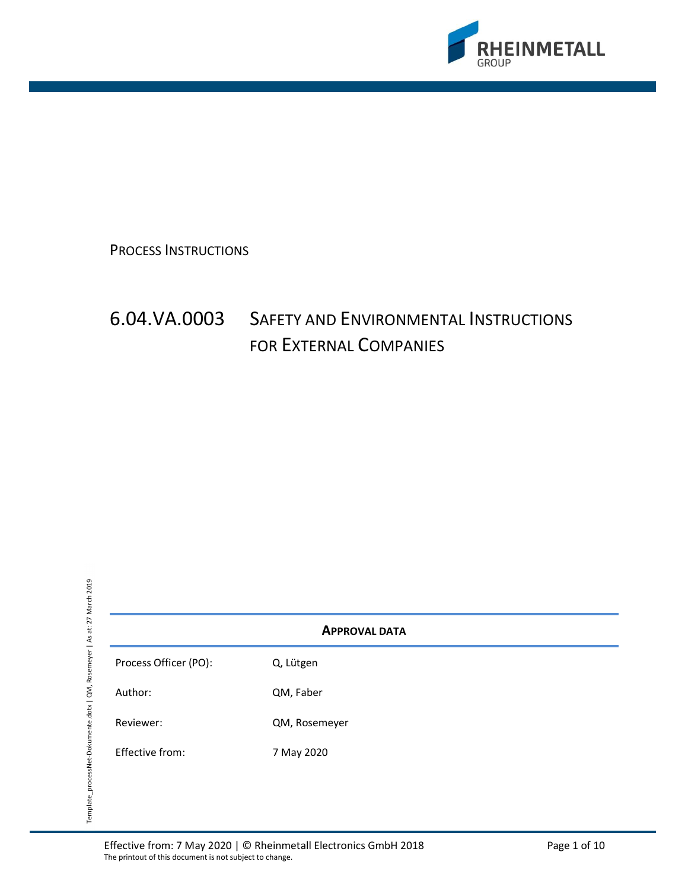PROCESS INSTRUCTIONS

# 6.04.VA.0003 SAFETY AND ENVIRONMENTAL INSTRUCTIONS FOR EXTERNAL COMPANIES

**APPROVAL DATA**

| | |
|---|---|
| Process Officer (PO): | Q, Lütgen |
| Author: | QM, Faber |
| Reviewer: | QM, Rosemeyer |
| Effective from: | 7 May 2020 |

The printout of this document is not subject to change.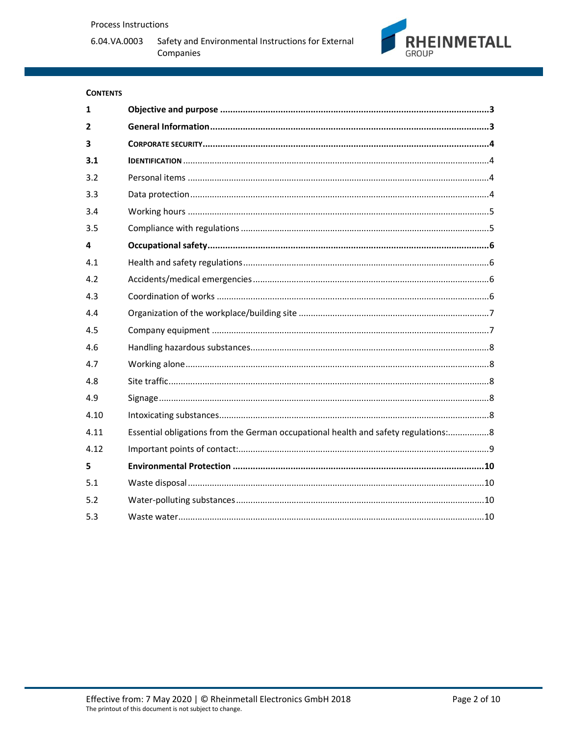**CONTENTS**

| | | |
|---|---|---|
| **1** | **Objective and purpose** | **3** |
| **2** | **General Information** | **3** |
| **3** | **CORPORATE SECURITY** | **4** |
| **3.1** | **IDENTIFICATION** | 4 |
| 3.2 | Personal items | 4 |
| 3.3 | Data protection | 4 |
| 3.4 | Working hours | 5 |
| 3.5 | Compliance with regulations | 5 |
| **4** | **Occupational safety** | **6** |
| 4.1 | Health and safety regulations | 6 |
| 4.2 | Accidents/medical emergencies | 6 |
| 4.3 | Coordination of works | 6 |
| 4.4 | Organization of the workplace/building site | 7 |
| 4.5 | Company equipment | 7 |
| 4.6 | Handling hazardous substances | 8 |
| 4.7 | Working alone | 8 |
| 4.8 | Site traffic | 8 |
| 4.9 | Signage | 8 |
| 4.10 | Intoxicating substances | 8 |
| 4.11 | Essential obligations from the German occupational health and safety regulations: | 8 |
| 4.12 | Important points of contact: | 9 |
| **5** | **Environmental Protection** | **10** |
| 5.1 | Waste disposal | 10 |
| 5.2 | Water-polluting substances | 10 |
| 5.3 | Waste water | 10 |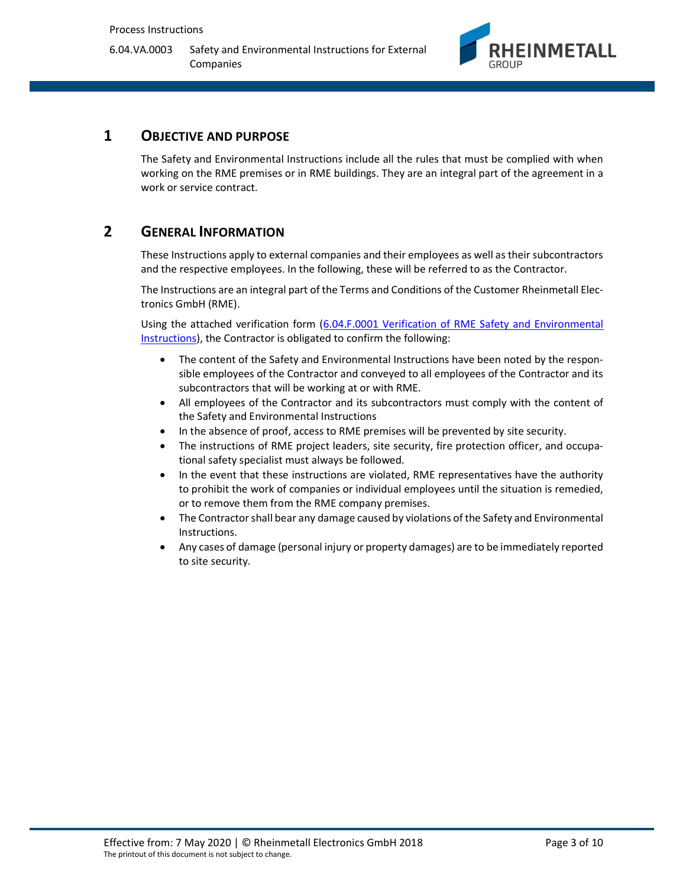# 1 OBJECTIVE AND PURPOSE

The Safety and Environmental Instructions include all the rules that must be complied with when working on the RME premises or in RME buildings. They are an integral part of the agreement in a work or service contract.

# 2 GENERAL INFORMATION

These Instructions apply to external companies and their employees as well as their subcontractors and the respective employees. In the following, these will be referred to as the Contractor.

The Instructions are an integral part of the Terms and Conditions of the Customer Rheinmetall Electronics GmbH (RME).

Using the attached verification form (6.04.F.0001 Verification of RME Safety and Environmental Instructions), the Contractor is obligated to confirm the following:

- The content of the Safety and Environmental Instructions have been noted by the responsible employees of the Contractor and conveyed to all employees of the Contractor and its subcontractors that will be working at or with RME.
- All employees of the Contractor and its subcontractors must comply with the content of the Safety and Environmental Instructions
- In the absence of proof, access to RME premises will be prevented by site security.
- The instructions of RME project leaders, site security, fire protection officer, and occupational safety specialist must always be followed.
- In the event that these instructions are violated, RME representatives have the authority to prohibit the work of companies or individual employees until the situation is remedied, or to remove them from the RME company premises.
- The Contractor shall bear any damage caused by violations of the Safety and Environmental Instructions.
- Any cases of damage (personal injury or property damages) are to be immediately reported to site security.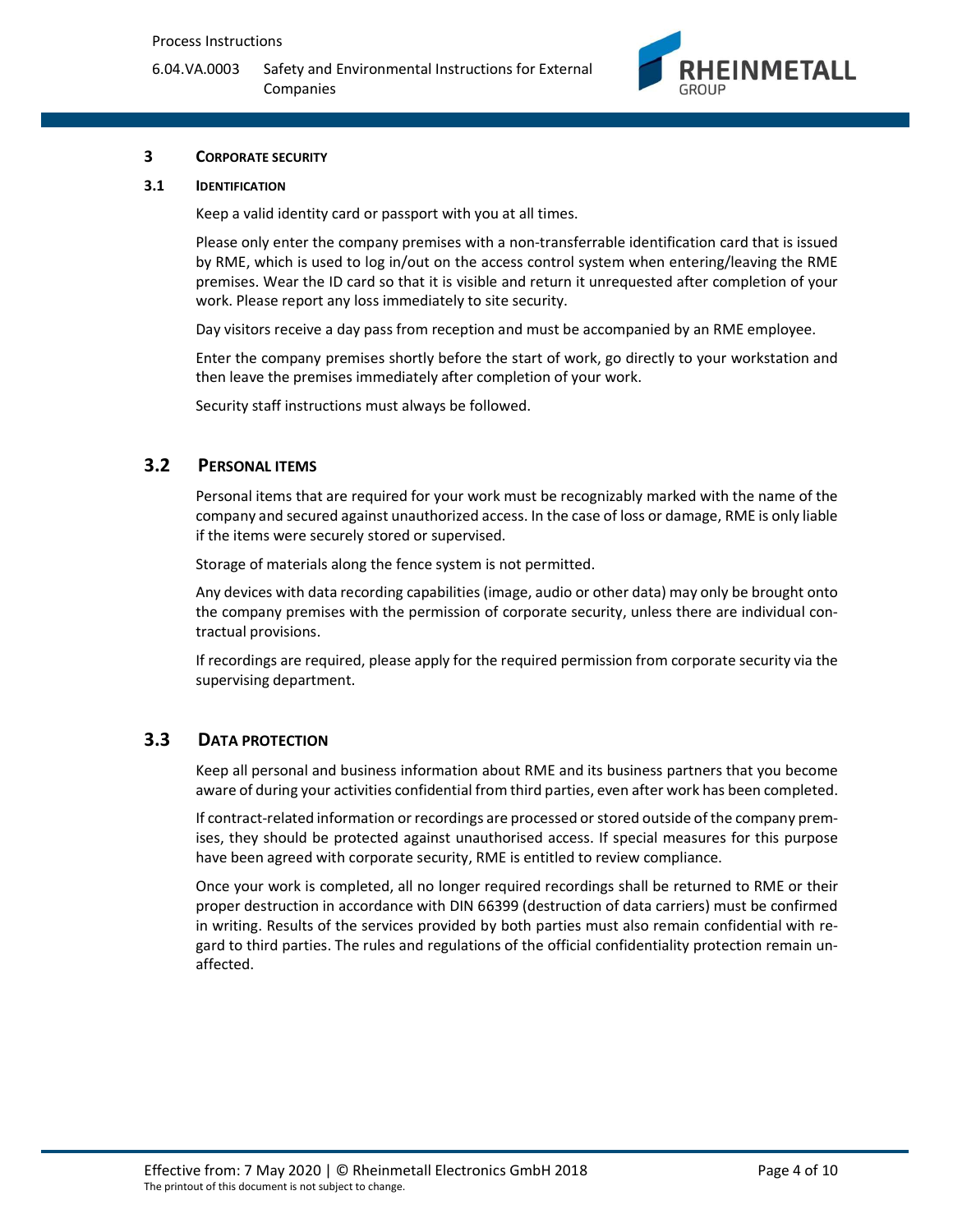## 3 CORPORATE SECURITY

### 3.1 IDENTIFICATION

Keep a valid identity card or passport with you at all times.

Please only enter the company premises with a non-transferrable identification card that is issued by RME, which is used to log in/out on the access control system when entering/leaving the RME premises. Wear the ID card so that it is visible and return it unrequested after completion of your work. Please report any loss immediately to site security.

Day visitors receive a day pass from reception and must be accompanied by an RME employee.

Enter the company premises shortly before the start of work, go directly to your workstation and then leave the premises immediately after completion of your work.

Security staff instructions must always be followed.

### 3.2 PERSONAL ITEMS

Personal items that are required for your work must be recognizably marked with the name of the company and secured against unauthorized access. In the case of loss or damage, RME is only liable if the items were securely stored or supervised.

Storage of materials along the fence system is not permitted.

Any devices with data recording capabilities (image, audio or other data) may only be brought onto the company premises with the permission of corporate security, unless there are individual contractual provisions.

If recordings are required, please apply for the required permission from corporate security via the supervising department.

### 3.3 DATA PROTECTION

Keep all personal and business information about RME and its business partners that you become aware of during your activities confidential from third parties, even after work has been completed.

If contract-related information or recordings are processed or stored outside of the company premises, they should be protected against unauthorised access. If special measures for this purpose have been agreed with corporate security, RME is entitled to review compliance.

Once your work is completed, all no longer required recordings shall be returned to RME or their proper destruction in accordance with DIN 66399 (destruction of data carriers) must be confirmed in writing. Results of the services provided by both parties must also remain confidential with regard to third parties. The rules and regulations of the official confidentiality protection remain unaffected.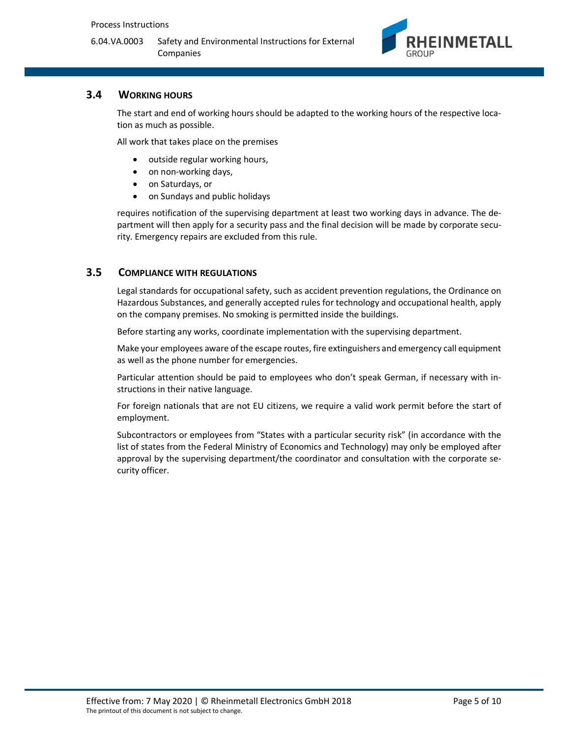### 3.4 WORKING HOURS

The start and end of working hours should be adapted to the working hours of the respective location as much as possible.

All work that takes place on the premises

- outside regular working hours,
- on non-working days,
- on Saturdays, or
- on Sundays and public holidays

requires notification of the supervising department at least two working days in advance. The department will then apply for a security pass and the final decision will be made by corporate security. Emergency repairs are excluded from this rule.

### 3.5 COMPLIANCE WITH REGULATIONS

Legal standards for occupational safety, such as accident prevention regulations, the Ordinance on Hazardous Substances, and generally accepted rules for technology and occupational health, apply on the company premises. No smoking is permitted inside the buildings.

Before starting any works, coordinate implementation with the supervising department.

Make your employees aware of the escape routes, fire extinguishers and emergency call equipment as well as the phone number for emergencies.

Particular attention should be paid to employees who don't speak German, if necessary with instructions in their native language.

For foreign nationals that are not EU citizens, we require a valid work permit before the start of employment.

Subcontractors or employees from "States with a particular security risk" (in accordance with the list of states from the Federal Ministry of Economics and Technology) may only be employed after approval by the supervising department/the coordinator and consultation with the corporate security officer.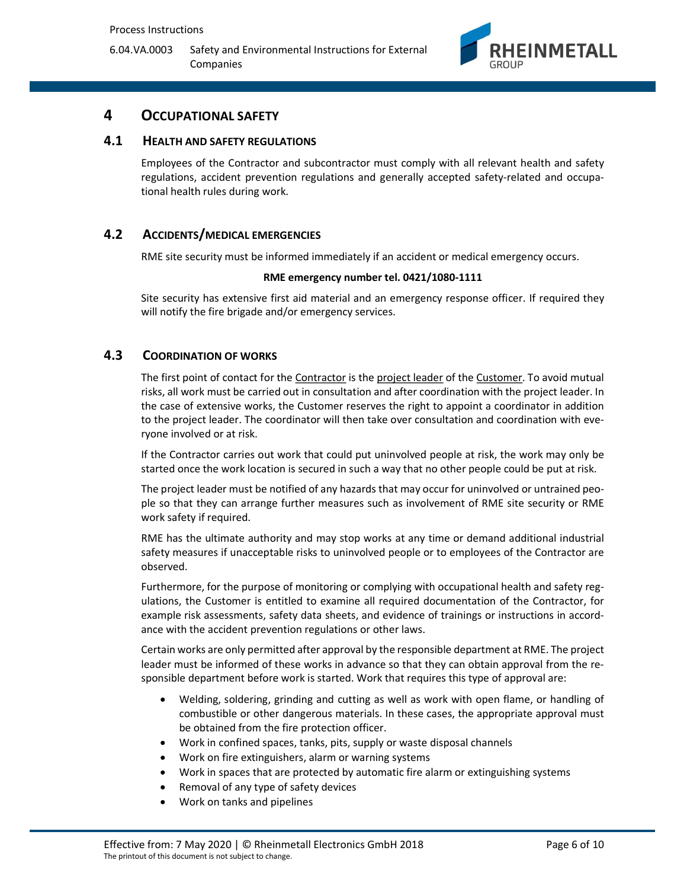# 4 OCCUPATIONAL SAFETY

## 4.1 HEALTH AND SAFETY REGULATIONS

Employees of the Contractor and subcontractor must comply with all relevant health and safety regulations, accident prevention regulations and generally accepted safety-related and occupational health rules during work.

## 4.2 ACCIDENTS/MEDICAL EMERGENCIES

RME site security must be informed immediately if an accident or medical emergency occurs.

**RME emergency number tel. 0421/1080-1111**

Site security has extensive first aid material and an emergency response officer. If required they will notify the fire brigade and/or emergency services.

## 4.3 COORDINATION OF WORKS

The first point of contact for the Contractor is the project leader of the Customer. To avoid mutual risks, all work must be carried out in consultation and after coordination with the project leader. In the case of extensive works, the Customer reserves the right to appoint a coordinator in addition to the project leader. The coordinator will then take over consultation and coordination with everyone involved or at risk.

If the Contractor carries out work that could put uninvolved people at risk, the work may only be started once the work location is secured in such a way that no other people could be put at risk.

The project leader must be notified of any hazards that may occur for uninvolved or untrained people so that they can arrange further measures such as involvement of RME site security or RME work safety if required.

RME has the ultimate authority and may stop works at any time or demand additional industrial safety measures if unacceptable risks to uninvolved people or to employees of the Contractor are observed.

Furthermore, for the purpose of monitoring or complying with occupational health and safety regulations, the Customer is entitled to examine all required documentation of the Contractor, for example risk assessments, safety data sheets, and evidence of trainings or instructions in accordance with the accident prevention regulations or other laws.

Certain works are only permitted after approval by the responsible department at RME. The project leader must be informed of these works in advance so that they can obtain approval from the responsible department before work is started. Work that requires this type of approval are:

- Welding, soldering, grinding and cutting as well as work with open flame, or handling of combustible or other dangerous materials. In these cases, the appropriate approval must be obtained from the fire protection officer.
- Work in confined spaces, tanks, pits, supply or waste disposal channels
- Work on fire extinguishers, alarm or warning systems
- Work in spaces that are protected by automatic fire alarm or extinguishing systems
- Removal of any type of safety devices
- Work on tanks and pipelines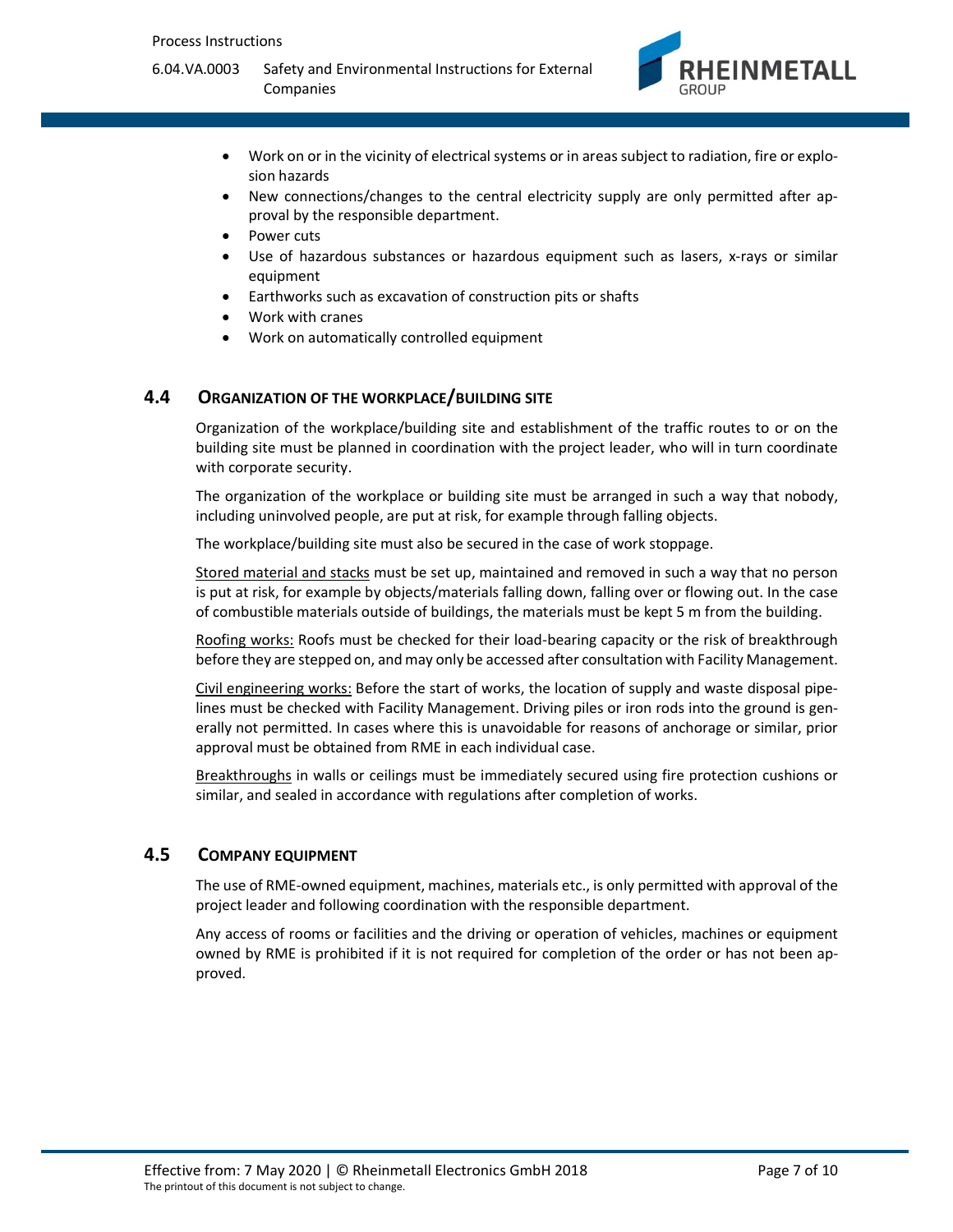- Work on or in the vicinity of electrical systems or in areas subject to radiation, fire or explosion hazards
- New connections/changes to the central electricity supply are only permitted after approval by the responsible department.
- Power cuts
- Use of hazardous substances or hazardous equipment such as lasers, x-rays or similar equipment
- Earthworks such as excavation of construction pits or shafts
- Work with cranes
- Work on automatically controlled equipment

## 4.4 Organization of the workplace/building site

Organization of the workplace/building site and establishment of the traffic routes to or on the building site must be planned in coordination with the project leader, who will in turn coordinate with corporate security.

The organization of the workplace or building site must be arranged in such a way that nobody, including uninvolved people, are put at risk, for example through falling objects.

The workplace/building site must also be secured in the case of work stoppage.

Stored material and stacks must be set up, maintained and removed in such a way that no person is put at risk, for example by objects/materials falling down, falling over or flowing out. In the case of combustible materials outside of buildings, the materials must be kept 5 m from the building.

Roofing works: Roofs must be checked for their load-bearing capacity or the risk of breakthrough before they are stepped on, and may only be accessed after consultation with Facility Management.

Civil engineering works: Before the start of works, the location of supply and waste disposal pipelines must be checked with Facility Management. Driving piles or iron rods into the ground is generally not permitted. In cases where this is unavoidable for reasons of anchorage or similar, prior approval must be obtained from RME in each individual case.

Breakthroughs in walls or ceilings must be immediately secured using fire protection cushions or similar, and sealed in accordance with regulations after completion of works.

## 4.5 Company equipment

The use of RME-owned equipment, machines, materials etc., is only permitted with approval of the project leader and following coordination with the responsible department.

Any access of rooms or facilities and the driving or operation of vehicles, machines or equipment owned by RME is prohibited if it is not required for completion of the order or has not been approved.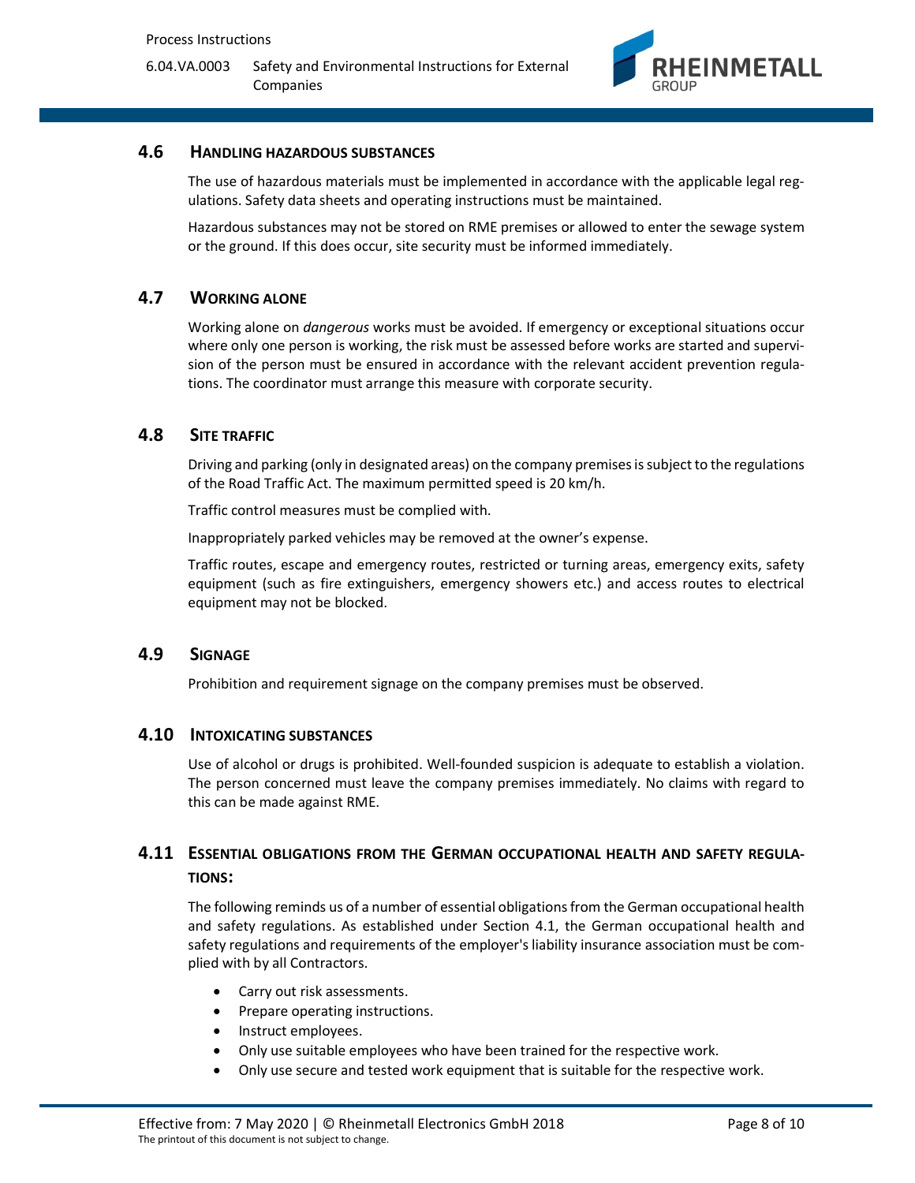## 4.6 Handling hazardous substances

The use of hazardous materials must be implemented in accordance with the applicable legal regulations. Safety data sheets and operating instructions must be maintained.

Hazardous substances may not be stored on RME premises or allowed to enter the sewage system or the ground. If this does occur, site security must be informed immediately.

## 4.7 Working alone

Working alone on *dangerous* works must be avoided. If emergency or exceptional situations occur where only one person is working, the risk must be assessed before works are started and supervision of the person must be ensured in accordance with the relevant accident prevention regulations. The coordinator must arrange this measure with corporate security.

## 4.8 Site traffic

Driving and parking (only in designated areas) on the company premises is subject to the regulations of the Road Traffic Act. The maximum permitted speed is 20 km/h.

Traffic control measures must be complied with.

Inappropriately parked vehicles may be removed at the owner's expense.

Traffic routes, escape and emergency routes, restricted or turning areas, emergency exits, safety equipment (such as fire extinguishers, emergency showers etc.) and access routes to electrical equipment may not be blocked.

## 4.9 Signage

Prohibition and requirement signage on the company premises must be observed.

## 4.10 Intoxicating substances

Use of alcohol or drugs is prohibited. Well-founded suspicion is adequate to establish a violation. The person concerned must leave the company premises immediately. No claims with regard to this can be made against RME.

## 4.11 Essential obligations from the German occupational health and safety regulations:

The following reminds us of a number of essential obligations from the German occupational health and safety regulations. As established under Section 4.1, the German occupational health and safety regulations and requirements of the employer's liability insurance association must be complied with by all Contractors.

- Carry out risk assessments.
- Prepare operating instructions.
- Instruct employees.
- Only use suitable employees who have been trained for the respective work.
- Only use secure and tested work equipment that is suitable for the respective work.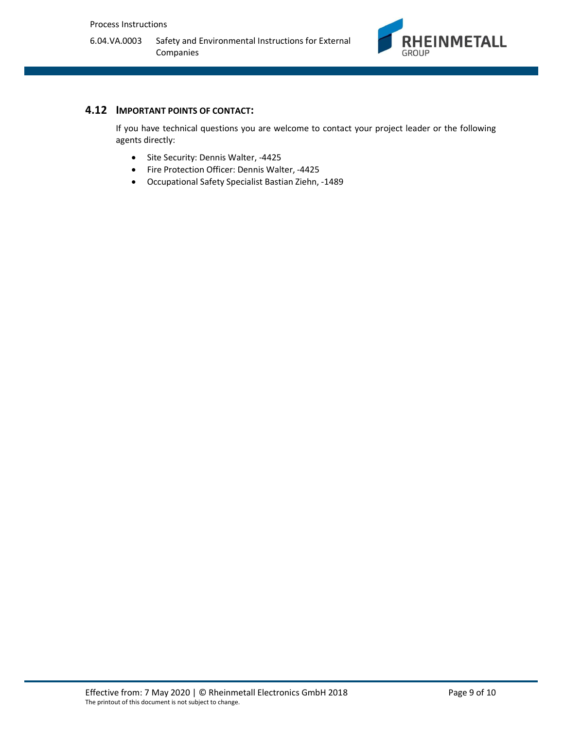## 4.12 IMPORTANT POINTS OF CONTACT:

If you have technical questions you are welcome to contact your project leader or the following agents directly:

- Site Security: Dennis Walter, -4425
- Fire Protection Officer: Dennis Walter, -4425
- Occupational Safety Specialist Bastian Ziehn, -1489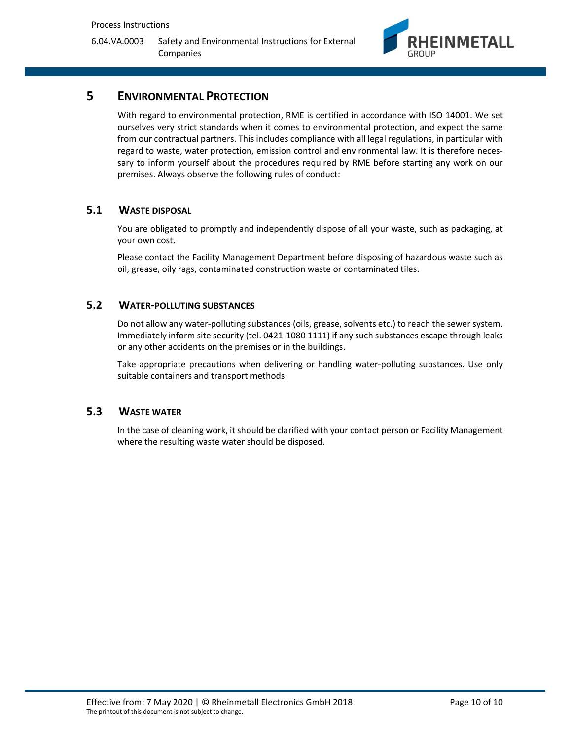# 5 ENVIRONMENTAL PROTECTION

With regard to environmental protection, RME is certified in accordance with ISO 14001. We set ourselves very strict standards when it comes to environmental protection, and expect the same from our contractual partners. This includes compliance with all legal regulations, in particular with regard to waste, water protection, emission control and environmental law. It is therefore necessary to inform yourself about the procedures required by RME before starting any work on our premises. Always observe the following rules of conduct:

## 5.1 WASTE DISPOSAL

You are obligated to promptly and independently dispose of all your waste, such as packaging, at your own cost.

Please contact the Facility Management Department before disposing of hazardous waste such as oil, grease, oily rags, contaminated construction waste or contaminated tiles.

## 5.2 WATER-POLLUTING SUBSTANCES

Do not allow any water-polluting substances (oils, grease, solvents etc.) to reach the sewer system. Immediately inform site security (tel. 0421-1080 1111) if any such substances escape through leaks or any other accidents on the premises or in the buildings.

Take appropriate precautions when delivering or handling water-polluting substances. Use only suitable containers and transport methods.

## 5.3 WASTE WATER

In the case of cleaning work, it should be clarified with your contact person or Facility Management where the resulting waste water should be disposed.